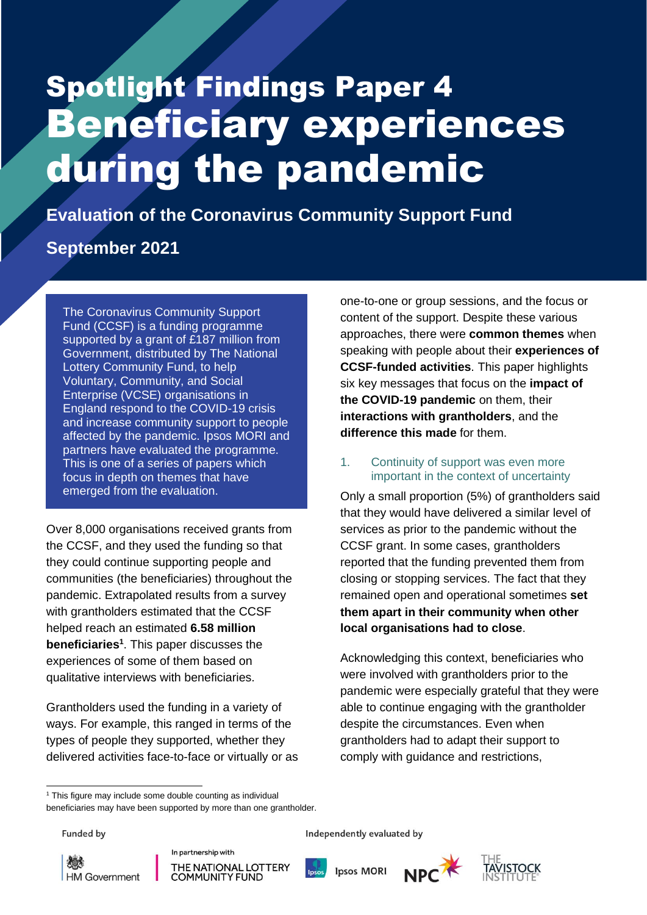# Spotlight Findings Paper 4
# Beneficiary experiences during the pandemic

**Evaluation of the Coronavirus Community Support Fund**

**September 2021**

The Coronavirus Community Support Fund (CCSF) is a funding programme supported by a grant of £187 million from Government, distributed by The National Lottery Community Fund, to help Voluntary, Community, and Social Enterprise (VCSE) organisations in England respond to the COVID-19 crisis and increase community support to people affected by the pandemic. Ipsos MORI and partners have evaluated the programme. This is one of a series of papers which focus in depth on themes that have emerged from the evaluation.

Over 8,000 organisations received grants from the CCSF, and they used the funding so that they could continue supporting people and communities (the beneficiaries) throughout the pandemic. Extrapolated results from a survey with grantholders estimated that the CCSF helped reach an estimated **6.58 million beneficiaries**[1]. This paper discusses the experiences of some of them based on qualitative interviews with beneficiaries.

Grantholders used the funding in a variety of ways. For example, this ranged in terms of the types of people they supported, whether they delivered activities face-to-face or virtually or as one-to-one or group sessions, and the focus or content of the support. Despite these various approaches, there were **common themes** when speaking with people about their **experiences of CCSF-funded activities**. This paper highlights six key messages that focus on the **impact of the COVID-19 pandemic** on them, their **interactions with grantholders**, and the **difference this made** for them.

## 1. Continuity of support was even more important in the context of uncertainty

Only a small proportion (5%) of grantholders said that they would have delivered a similar level of services as prior to the pandemic without the CCSF grant. In some cases, grantholders reported that the funding prevented them from closing or stopping services. The fact that they remained open and operational sometimes **set them apart in their community when other local organisations had to close**.

Acknowledging this context, beneficiaries who were involved with grantholders prior to the pandemic were especially grateful that they were able to continue engaging with the grantholder despite the circumstances. Even when grantholders had to adapt their support to comply with guidance and restrictions,

[1] This figure may include some double counting as individual beneficiaries may have been supported by more than one grantholder.

Funded by HM Government In partnership with The National Lottery Community Fund

Independently evaluated by Ipsos MORI, NPC, The Tavistock Institute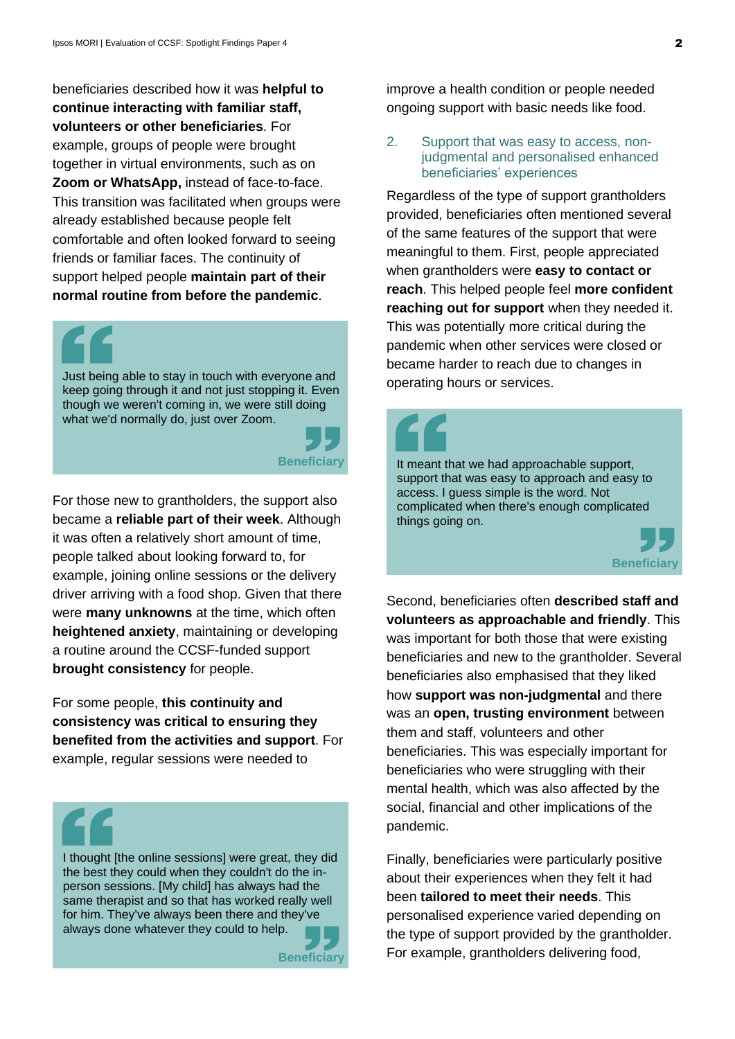beneficiaries described how it was **helpful to continue interacting with familiar staff, volunteers or other beneficiaries**. For example, groups of people were brought together in virtual environments, such as on **Zoom or WhatsApp,** instead of face-to-face. This transition was facilitated when groups were already established because people felt comfortable and often looked forward to seeing friends or familiar faces. The continuity of support helped people **maintain part of their normal routine from before the pandemic**.

> Just being able to stay in touch with everyone and keep going through it and not just stopping it. Even though we weren't coming in, we were still doing what we'd normally do, just over Zoom.
>
> **Beneficiary**

For those new to grantholders, the support also became a **reliable part of their week**. Although it was often a relatively short amount of time, people talked about looking forward to, for example, joining online sessions or the delivery driver arriving with a food shop. Given that there were **many unknowns** at the time, which often **heightened anxiety**, maintaining or developing a routine around the CCSF-funded support **brought consistency** for people.

For some people, **this continuity and consistency was critical to ensuring they benefited from the activities and support**. For example, regular sessions were needed to improve a health condition or people needed ongoing support with basic needs like food.

> I thought [the online sessions] were great, they did the best they could when they couldn't do the in-person sessions. [My child] has always had the same therapist and so that has worked really well for him. They've always been there and they've always done whatever they could to help.
>
> **Beneficiary**

### 2. Support that was easy to access, non-judgmental and personalised enhanced beneficiaries' experiences

Regardless of the type of support grantholders provided, beneficiaries often mentioned several of the same features of the support that were meaningful to them. First, people appreciated when grantholders were **easy to contact or reach**. This helped people feel **more confident reaching out for support** when they needed it. This was potentially more critical during the pandemic when other services were closed or became harder to reach due to changes in operating hours or services.

> It meant that we had approachable support, support that was easy to approach and easy to access. I guess simple is the word. Not complicated when there's enough complicated things going on.
>
> **Beneficiary**

Second, beneficiaries often **described staff and volunteers as approachable and friendly**. This was important for both those that were existing beneficiaries and new to the grantholder. Several beneficiaries also emphasised that they liked how **support was non-judgmental** and there was an **open, trusting environment** between them and staff, volunteers and other beneficiaries. This was especially important for beneficiaries who were struggling with their mental health, which was also affected by the social, financial and other implications of the pandemic.

Finally, beneficiaries were particularly positive about their experiences when they felt it had been **tailored to meet their needs**. This personalised experience varied depending on the type of support provided by the grantholder. For example, grantholders delivering food,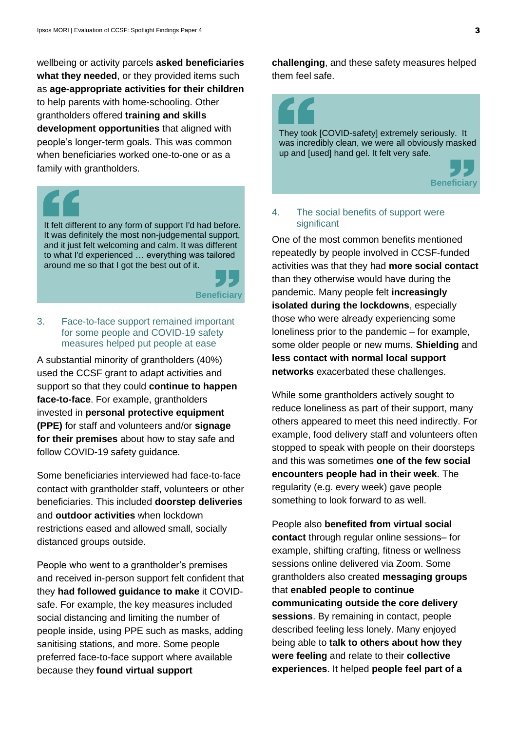wellbeing or activity parcels **asked beneficiaries what they needed**, or they provided items such as **age-appropriate activities for their children** to help parents with home-schooling. Other grantholders offered **training and skills development opportunities** that aligned with people's longer-term goals. This was common when beneficiaries worked one-to-one or as a family with grantholders.

> It felt different to any form of support I'd had before. It was definitely the most non-judgemental support, and it just felt welcoming and calm. It was different to what I'd experienced … everything was tailored around me so that I got the best out of it.
>
> **Beneficiary**

### 3. Face-to-face support remained important for some people and COVID-19 safety measures helped put people at ease

A substantial minority of grantholders (40%) used the CCSF grant to adapt activities and support so that they could **continue to happen face-to-face**. For example, grantholders invested in **personal protective equipment (PPE)** for staff and volunteers and/or **signage for their premises** about how to stay safe and follow COVID-19 safety guidance.

Some beneficiaries interviewed had face-to-face contact with grantholder staff, volunteers or other beneficiaries. This included **doorstep deliveries** and **outdoor activities** when lockdown restrictions eased and allowed small, socially distanced groups outside.

People who went to a grantholder's premises and received in-person support felt confident that they **had followed guidance to make** it COVID-safe. For example, the key measures included social distancing and limiting the number of people inside, using PPE such as masks, adding sanitising stations, and more. Some people preferred face-to-face support where available because they **found virtual support challenging**, and these safety measures helped them feel safe.

> They took [COVID-safety] extremely seriously. It was incredibly clean, we were all obviously masked up and [used] hand gel. It felt very safe.
>
> **Beneficiary**

### 4. The social benefits of support were significant

One of the most common benefits mentioned repeatedly by people involved in CCSF-funded activities was that they had **more social contact** than they otherwise would have during the pandemic. Many people felt **increasingly isolated during the lockdowns**, especially those who were already experiencing some loneliness prior to the pandemic – for example, some older people or new mums. **Shielding** and **less contact with normal local support networks** exacerbated these challenges.

While some grantholders actively sought to reduce loneliness as part of their support, many others appeared to meet this need indirectly. For example, food delivery staff and volunteers often stopped to speak with people on their doorsteps and this was sometimes **one of the few social encounters people had in their week**. The regularity (e.g. every week) gave people something to look forward to as well.

People also **benefited from virtual social contact** through regular online sessions– for example, shifting crafting, fitness or wellness sessions online delivered via Zoom. Some grantholders also created **messaging groups** that **enabled people to continue communicating outside the core delivery sessions**. By remaining in contact, people described feeling less lonely. Many enjoyed being able to **talk to others about how they were feeling** and relate to their **collective experiences**. It helped **people feel part of a**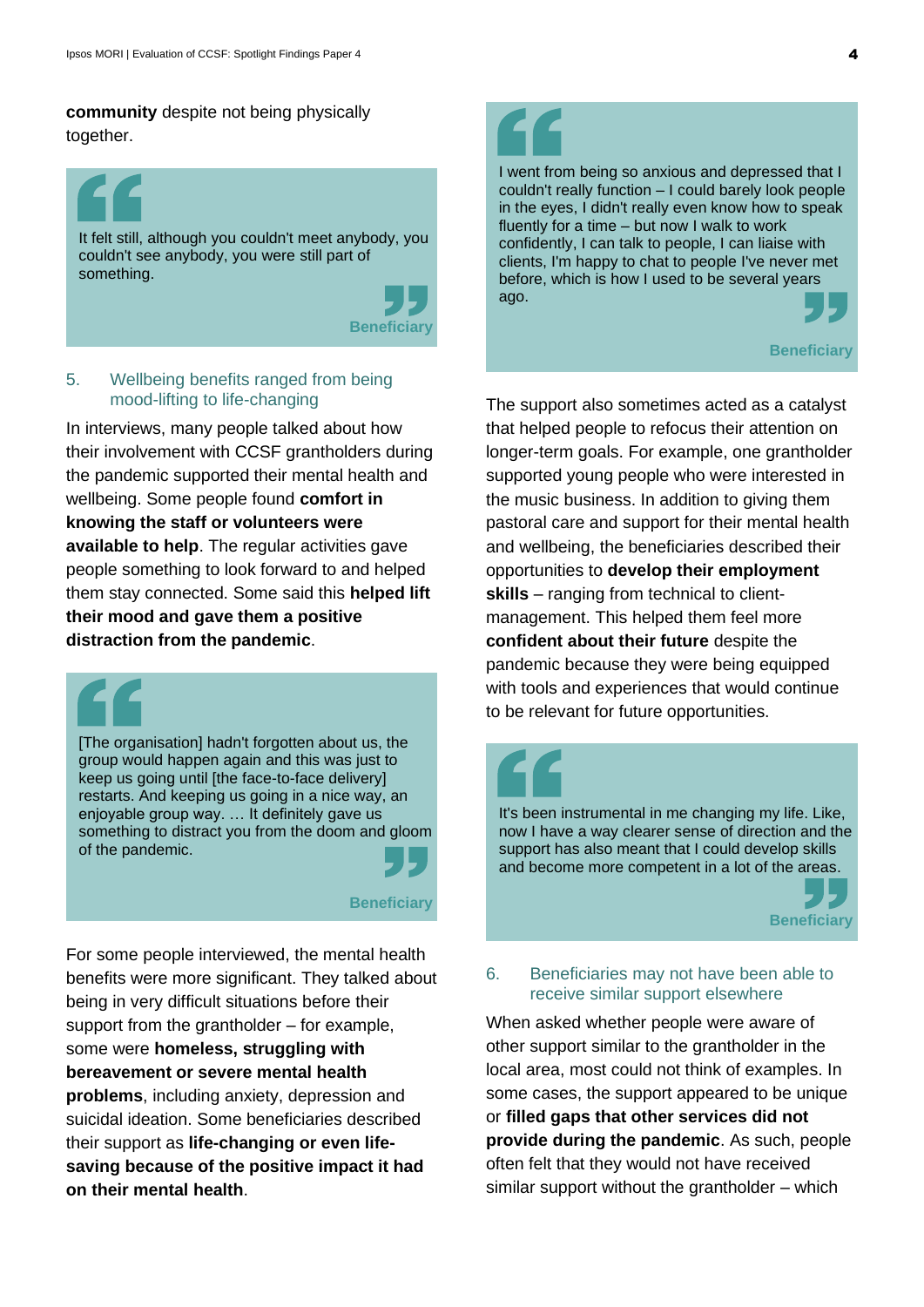**community** despite not being physically together.

> It felt still, although you couldn't meet anybody, you couldn't see anybody, you were still part of something.
>
> **Beneficiary**

### 5. Wellbeing benefits ranged from being mood-lifting to life-changing

In interviews, many people talked about how their involvement with CCSF grantholders during the pandemic supported their mental health and wellbeing. Some people found **comfort in knowing the staff or volunteers were available to help**. The regular activities gave people something to look forward to and helped them stay connected. Some said this **helped lift their mood and gave them a positive distraction from the pandemic**.

> [The organisation] hadn't forgotten about us, the group would happen again and this was just to keep us going until [the face-to-face delivery] restarts. And keeping us going in a nice way, an enjoyable group way. … It definitely gave us something to distract you from the doom and gloom of the pandemic.
>
> **Beneficiary**

For some people interviewed, the mental health benefits were more significant. They talked about being in very difficult situations before their support from the grantholder – for example, some were **homeless, struggling with bereavement or severe mental health problems**, including anxiety, depression and suicidal ideation. Some beneficiaries described their support as **life-changing or even life-saving because of the positive impact it had on their mental health**.

> I went from being so anxious and depressed that I couldn't really function – I could barely look people in the eyes, I didn't really even know how to speak fluently for a time – but now I walk to work confidently, I can talk to people, I can liaise with clients, I'm happy to chat to people I've never met before, which is how I used to be several years ago.
>
> **Beneficiary**

The support also sometimes acted as a catalyst that helped people to refocus their attention on longer-term goals. For example, one grantholder supported young people who were interested in the music business. In addition to giving them pastoral care and support for their mental health and wellbeing, the beneficiaries described their opportunities to **develop their employment skills** – ranging from technical to client-management. This helped them feel more **confident about their future** despite the pandemic because they were being equipped with tools and experiences that would continue to be relevant for future opportunities.

> It's been instrumental in me changing my life. Like, now I have a way clearer sense of direction and the support has also meant that I could develop skills and become more competent in a lot of the areas.
>
> **Beneficiary**

### 6. Beneficiaries may not have been able to receive similar support elsewhere

When asked whether people were aware of other support similar to the grantholder in the local area, most could not think of examples. In some cases, the support appeared to be unique or **filled gaps that other services did not provide during the pandemic**. As such, people often felt that they would not have received similar support without the grantholder – which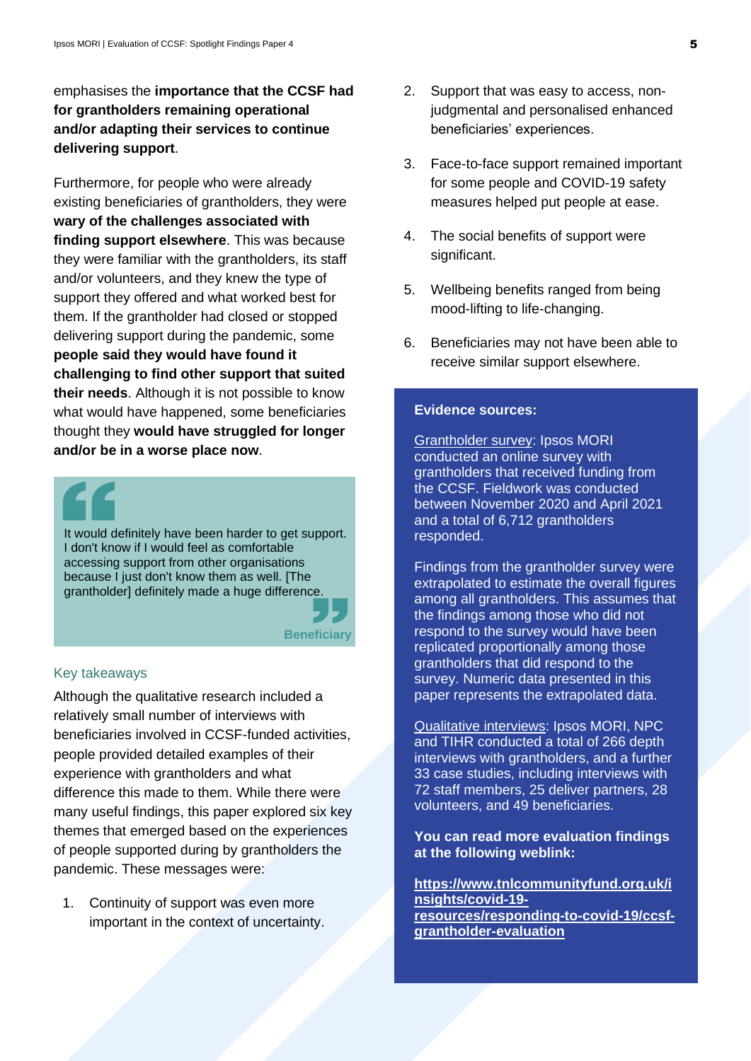emphasises the **importance that the CCSF had for grantholders remaining operational and/or adapting their services to continue delivering support**.

Furthermore, for people who were already existing beneficiaries of grantholders, they were **wary of the challenges associated with finding support elsewhere**. This was because they were familiar with the grantholders, its staff and/or volunteers, and they knew the type of support they offered and what worked best for them. If the grantholder had closed or stopped delivering support during the pandemic, some **people said they would have found it challenging to find other support that suited their needs**. Although it is not possible to know what would have happened, some beneficiaries thought they **would have struggled for longer and/or be in a worse place now**.

> It would definitely have been harder to get support. I don't know if I would feel as comfortable accessing support from other organisations because I just don't know them as well. [The grantholder] definitely made a huge difference.
>
> **Beneficiary**

## Key takeaways

Although the qualitative research included a relatively small number of interviews with beneficiaries involved in CCSF-funded activities, people provided detailed examples of their experience with grantholders and what difference this made to them. While there were many useful findings, this paper explored six key themes that emerged based on the experiences of people supported during by grantholders the pandemic. These messages were:

1. Continuity of support was even more important in the context of uncertainty.
2. Support that was easy to access, non-judgmental and personalised enhanced beneficiaries' experiences.
3. Face-to-face support remained important for some people and COVID-19 safety measures helped put people at ease.
4. The social benefits of support were significant.
5. Wellbeing benefits ranged from being mood-lifting to life-changing.
6. Beneficiaries may not have been able to receive similar support elsewhere.

**Evidence sources:**

Grantholder survey: Ipsos MORI conducted an online survey with grantholders that received funding from the CCSF. Fieldwork was conducted between November 2020 and April 2021 and a total of 6,712 grantholders responded.

Findings from the grantholder survey were extrapolated to estimate the overall figures among all grantholders. This assumes that the findings among those who did not respond to the survey would have been replicated proportionally among those grantholders that did respond to the survey. Numeric data presented in this paper represents the extrapolated data.

Qualitative interviews: Ipsos MORI, NPC and TIHR conducted a total of 266 depth interviews with grantholders, and a further 33 case studies, including interviews with 72 staff members, 25 deliver partners, 28 volunteers, and 49 beneficiaries.

**You can read more evaluation findings at the following weblink:**

**https://www.tnlcommunityfund.org.uk/insights/covid-19-resources/responding-to-covid-19/ccsf-grantholder-evaluation**